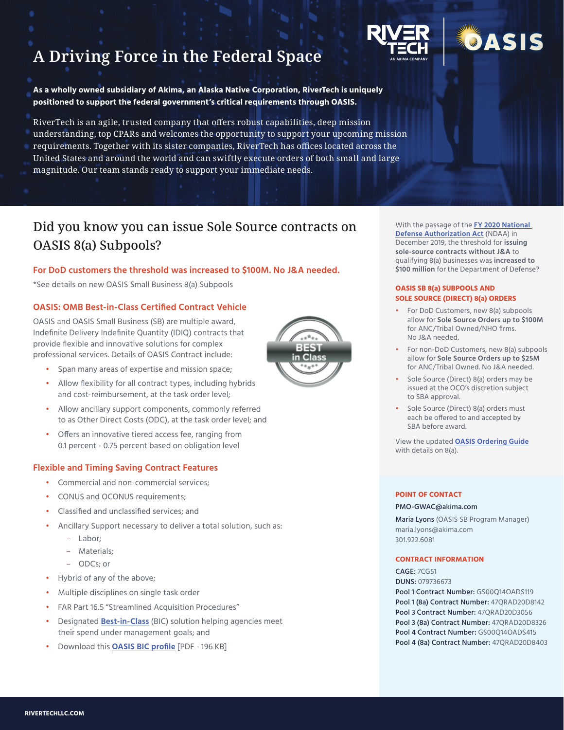# A Driving Force in the Federal Space

**As a wholly owned subsidiary of Akima, an Alaska Native Corporation, RiverTech is uniquely positioned to support the federal government's critical requirements through OASIS.**

RiverTech is an agile, trusted company that offers robust capabilities, deep mission understanding, top CPARs and welcomes the opportunity to support your upcoming mission requirements. Together with its sister companies, RiverTech has offices located across the United States and around the world and can swiftly execute orders of both small and large magnitude. Our team stands ready to support your immediate needs.

## Did you know you can issue Sole Source contracts on OASIS 8(a) Subpools?

**For DoD customers the threshold was increased to $100M. No J&A needed.**

*See details on new OASIS Small Business 8(a) Subpools

### OASIS: OMB Best-in-Class Certified Contract Vehicle

OASIS and OASIS Small Business (SB) are multiple award, Indefinite Delivery Indefinite Quantity (IDIQ) contracts that provide flexible and innovative solutions for complex professional services. Details of OASIS Contract include:

- Span many areas of expertise and mission space;
- Allow flexibility for all contract types, including hybrids and cost-reimbursement, at the task order level;
- Allow ancillary support components, commonly referred to as Other Direct Costs (ODC), at the task order level; and
- Offers an innovative tiered access fee, ranging from 0.1 percent - 0.75 percent based on obligation level

### Flexible and Timing Saving Contract Features

- Commercial and non-commercial services;
- CONUS and OCONUS requirements;
- Classified and unclassified services; and
- Ancillary Support necessary to deliver a total solution, such as:
  - Labor;
  - Materials;
  - ODCs; or
- Hybrid of any of the above;
- Multiple disciplines on single task order
- FAR Part 16.5 "Streamlined Acquisition Procedures"
- Designated **Best-in-Class** (BIC) solution helping agencies meet their spend under management goals; and
- Download this **OASIS BIC profile** [PDF - 196 KB]

With the passage of the **FY 2020 National Defense Authorization Act** (NDAA) in December 2019, the threshold for **issuing sole-source contracts without J&A** to qualifying 8(a) businesses was **increased to $100 million** for the Department of Defense?

### OASIS SB 8(a) SUBPOOLS AND SOLE SOURCE (DIRECT) 8(a) ORDERS

- For DoD Customers, new 8(a) subpools allow for **Sole Source Orders up to $100M** for ANC/Tribal Owned/NHO firms. No J&A needed.
- For non-DoD Customers, new 8(a) subpools allow for **Sole Source Orders up to $25M** for ANC/Tribal Owned. No J&A needed.
- Sole Source (Direct) 8(a) orders may be issued at the OCO's discretion subject to SBA approval.
- Sole Source (Direct) 8(a) orders must each be offered to and accepted by SBA before award.

View the updated **OASIS Ordering Guide** with details on 8(a).

### POINT OF CONTACT

PMO-GWAC@akima.com

**Maria Lyons** (OASIS SB Program Manager)
maria.lyons@akima.com
301.922.6081

### CONTRACT INFORMATION

**CAGE:** 7CG51
**DUNS:** 079736673
**Pool 1 Contract Number:** GS00Q14OADS119
**Pool 1 (8a) Contract Number:** 47QRAD20D8142
**Pool 3 Contract Number:** 47QRAD20D3056
**Pool 3 (8a) Contract Number:** 47QRAD20D8326
**Pool 4 Contract Number:** GS00Q14OADS415
**Pool 4 (8a) Contract Number:** 47QRAD20D8403

RIVERTECHLLC.COM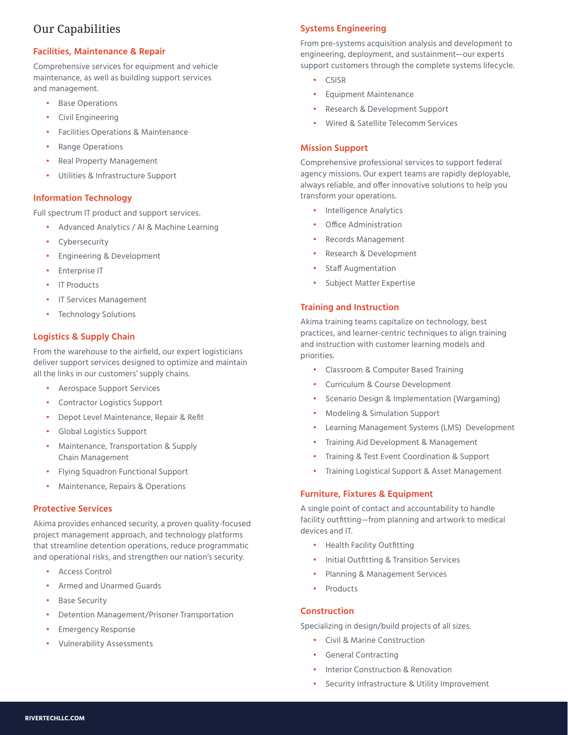# Our Capabilities

## Facilities, Maintenance & Repair

Comprehensive services for equipment and vehicle maintenance, as well as building support services and management.

- Base Operations
- Civil Engineering
- Facilities Operations & Maintenance
- Range Operations
- Real Property Management
- Utilities & Infrastructure Support

## Information Technology

Full spectrum IT product and support services.

- Advanced Analytics / AI & Machine Learning
- Cybersecurity
- Engineering & Development
- Enterprise IT
- IT Products
- IT Services Management
- Technology Solutions

## Logistics & Supply Chain

From the warehouse to the airfield, our expert logisticians deliver support services designed to optimize and maintain all the links in our customers' supply chains.

- Aerospace Support Services
- Contractor Logistics Support
- Depot Level Maintenance, Repair & Refit
- Global Logistics Support
- Maintenance, Transportation & Supply Chain Management
- Flying Squadron Functional Support
- Maintenance, Repairs & Operations

## Protective Services

Akima provides enhanced security, a proven quality-focused project management approach, and technology platforms that streamline detention operations, reduce programmatic and operational risks, and strengthen our nation's security.

- Access Control
- Armed and Unarmed Guards
- Base Security
- Detention Management/Prisoner Transportation
- Emergency Response
- Vulnerability Assessments

## Systems Engineering

From pre-systems acquisition analysis and development to engineering, deployment, and sustainment—our experts support customers through the complete systems lifecycle.

- C5ISR
- Equipment Maintenance
- Research & Development Support
- Wired & Satellite Telecomm Services

## Mission Support

Comprehensive professional services to support federal agency missions. Our expert teams are rapidly deployable, always reliable, and offer innovative solutions to help you transform your operations.

- Intelligence Analytics
- Office Administration
- Records Management
- Research & Development
- Staff Augmentation
- Subject Matter Expertise

## Training and Instruction

Akima training teams capitalize on technology, best practices, and learner-centric techniques to align training and instruction with customer learning models and priorities.

- Classroom & Computer Based Training
- Curriculum & Course Development
- Scenario Design & Implementation (Wargaming)
- Modeling & Simulation Support
- Learning Management Systems (LMS) Development
- Training Aid Development & Management
- Training & Test Event Coordination & Support
- Training Logistical Support & Asset Management

## Furniture, Fixtures & Equipment

A single point of contact and accountability to handle facility outfitting—from planning and artwork to medical devices and IT.

- Health Facility Outfitting
- Initial Outfitting & Transition Services
- Planning & Management Services
- Products

## Construction

Specializing in design/build projects of all sizes.

- Civil & Marine Construction
- General Contracting
- Interior Construction & Renovation
- Security Infrastructure & Utility Improvement

RIVERTECHLLC.COM